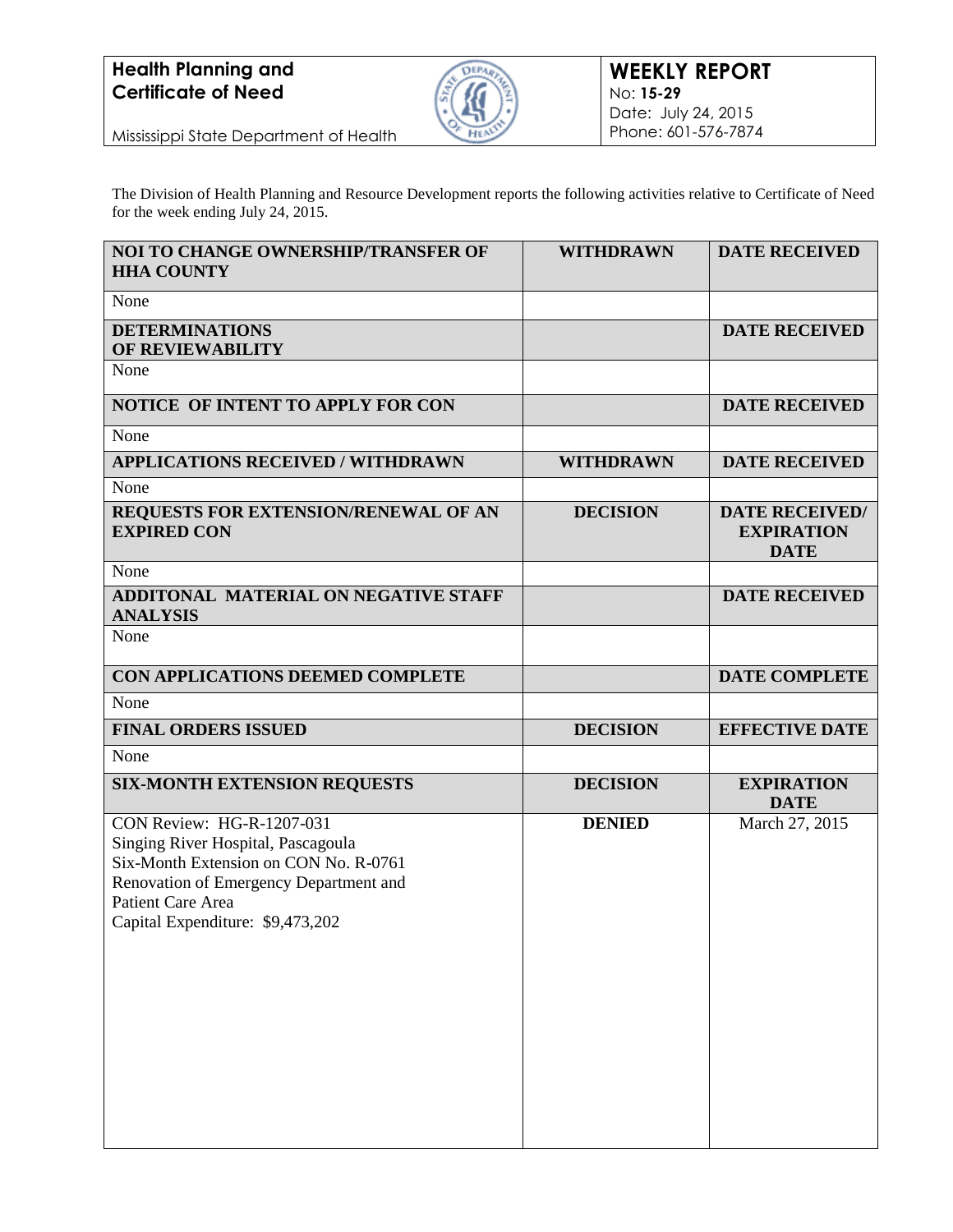**Health Planning and Certificate of Need**

Mississippi State Department of Health

**WEEKLY REPORT**
No: **15-29**
Date: July 24, 2015
Phone: 601-576-7874

The Division of Health Planning and Resource Development reports the following activities relative to Certificate of Need for the week ending July 24, 2015.

| **NOI TO CHANGE OWNERSHIP/TRANSFER OF HHA COUNTY** | **WITHDRAWN** | **DATE RECEIVED** |
|---|---|---|
| None | | |
| **DETERMINATIONS OF REVIEWABILITY** | | **DATE RECEIVED** |
| None | | |
| **NOTICE OF INTENT TO APPLY FOR CON** | | **DATE RECEIVED** |
| None | | |
| **APPLICATIONS RECEIVED / WITHDRAWN** | **WITHDRAWN** | **DATE RECEIVED** |
| None | | |
| **REQUESTS FOR EXTENSION/RENEWAL OF AN EXPIRED CON** | **DECISION** | **DATE RECEIVED/ EXPIRATION DATE** |
| None | | |
| **ADDITONAL MATERIAL ON NEGATIVE STAFF ANALYSIS** | | **DATE RECEIVED** |
| None | | |
| **CON APPLICATIONS DEEMED COMPLETE** | | **DATE COMPLETE** |
| None | | |
| **FINAL ORDERS ISSUED** | **DECISION** | **EFFECTIVE DATE** |
| None | | |
| **SIX-MONTH EXTENSION REQUESTS** | **DECISION** | **EXPIRATION DATE** |
| CON Review: HG-R-1207-031<br>Singing River Hospital, Pascagoula<br>Six-Month Extension on CON No. R-0761<br>Renovation of Emergency Department and Patient Care Area<br>Capital Expenditure: $9,473,202 | **DENIED** | March 27, 2015 |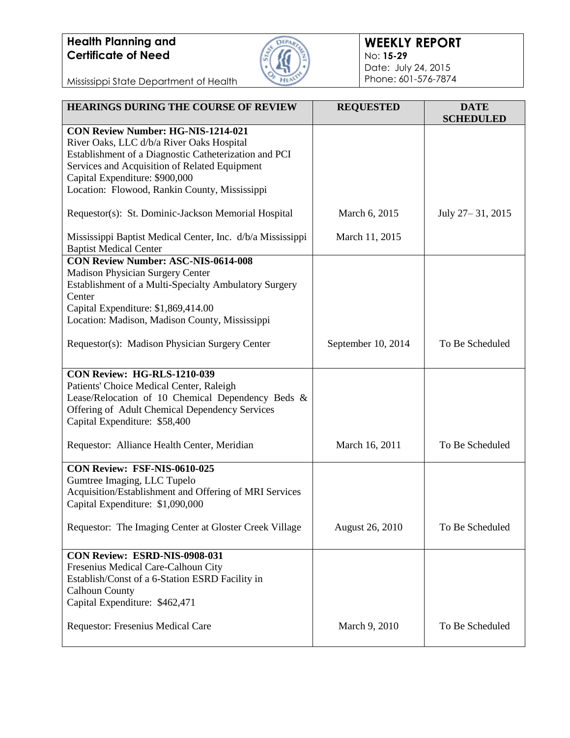**Health Planning and Certificate of Need**

Mississippi State Department of Health

**WEEKLY REPORT**
No: **15-29**
Date: July 24, 2015
Phone: 601-576-7874

| HEARINGS DURING THE COURSE OF REVIEW | REQUESTED | DATE SCHEDULED |
|---|---|---|
| **CON Review Number: HG-NIS-1214-021**<br>River Oaks, LLC d/b/a River Oaks Hospital<br>Establishment of a Diagnostic Catheterization and PCI Services and Acquisition of Related Equipment<br>Capital Expenditure: $900,000<br>Location: Flowood, Rankin County, Mississippi | | |
| Requestor(s): St. Dominic-Jackson Memorial Hospital | March 6, 2015 | July 27– 31, 2015 |
| Mississippi Baptist Medical Center, Inc. d/b/a Mississippi Baptist Medical Center | March 11, 2015 | |
| **CON Review Number: ASC-NIS-0614-008**<br>Madison Physician Surgery Center<br>Establishment of a Multi-Specialty Ambulatory Surgery Center<br>Capital Expenditure: $1,869,414.00<br>Location: Madison, Madison County, Mississippi | | |
| Requestor(s): Madison Physician Surgery Center | September 10, 2014 | To Be Scheduled |
| **CON Review: HG-RLS-1210-039**<br>Patients' Choice Medical Center, Raleigh<br>Lease/Relocation of 10 Chemical Dependency Beds & Offering of Adult Chemical Dependency Services<br>Capital Expenditure: $58,400 | | |
| Requestor: Alliance Health Center, Meridian | March 16, 2011 | To Be Scheduled |
| **CON Review: FSF-NIS-0610-025**<br>Gumtree Imaging, LLC Tupelo<br>Acquisition/Establishment and Offering of MRI Services<br>Capital Expenditure: $1,090,000 | | |
| Requestor: The Imaging Center at Gloster Creek Village | August 26, 2010 | To Be Scheduled |
| **CON Review: ESRD-NIS-0908-031**<br>Fresenius Medical Care-Calhoun City<br>Establish/Const of a 6-Station ESRD Facility in Calhoun County<br>Capital Expenditure: $462,471 | | |
| Requestor: Fresenius Medical Care | March 9, 2010 | To Be Scheduled |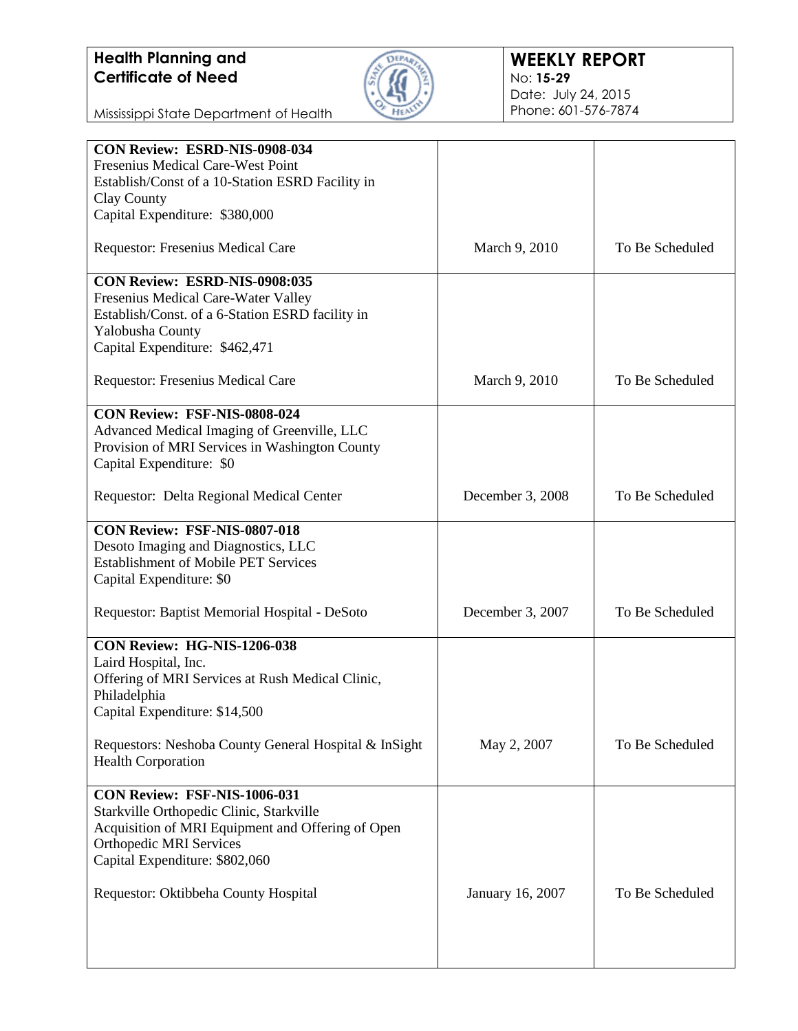| | | |
|---|---|---|
| **CON Review: ESRD-NIS-0908-034**<br>Fresenius Medical Care-West Point<br>Establish/Const of a 10-Station ESRD Facility in Clay County<br>Capital Expenditure: $380,000<br><br>Requestor: Fresenius Medical Care | March 9, 2010 | To Be Scheduled |
| **CON Review: ESRD-NIS-0908:035**<br>Fresenius Medical Care-Water Valley<br>Establish/Const. of a 6-Station ESRD facility in Yalobusha County<br>Capital Expenditure: $462,471<br><br>Requestor: Fresenius Medical Care | March 9, 2010 | To Be Scheduled |
| **CON Review: FSF-NIS-0808-024**<br>Advanced Medical Imaging of Greenville, LLC<br>Provision of MRI Services in Washington County<br>Capital Expenditure: $0<br><br>Requestor: Delta Regional Medical Center | December 3, 2008 | To Be Scheduled |
| **CON Review: FSF-NIS-0807-018**<br>Desoto Imaging and Diagnostics, LLC<br>Establishment of Mobile PET Services<br>Capital Expenditure: $0<br><br>Requestor: Baptist Memorial Hospital - DeSoto | December 3, 2007 | To Be Scheduled |
| **CON Review: HG-NIS-1206-038**<br>Laird Hospital, Inc.<br>Offering of MRI Services at Rush Medical Clinic, Philadelphia<br>Capital Expenditure: $14,500<br><br>Requestors: Neshoba County General Hospital & InSight Health Corporation | May 2, 2007 | To Be Scheduled |
| **CON Review: FSF-NIS-1006-031**<br>Starkville Orthopedic Clinic, Starkville<br>Acquisition of MRI Equipment and Offering of Open Orthopedic MRI Services<br>Capital Expenditure: $802,060<br><br>Requestor: Oktibbeha County Hospital | January 16, 2007 | To Be Scheduled |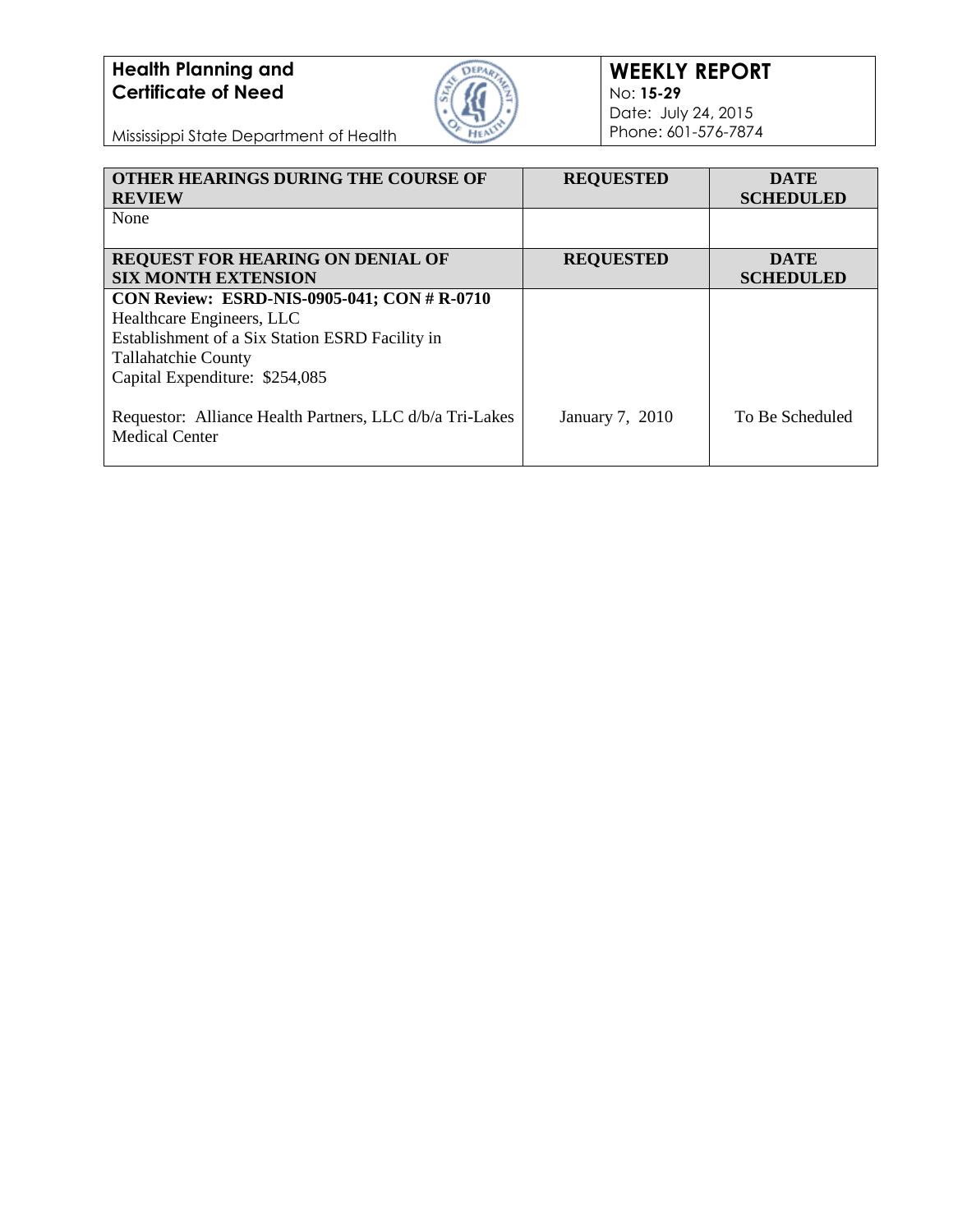**Health Planning and Certificate of Need**

Mississippi State Department of Health

**WEEKLY REPORT**
No: **15-29**
Date: July 24, 2015
Phone: 601-576-7874

| OTHER HEARINGS DURING THE COURSE OF REVIEW | REQUESTED | DATE SCHEDULED |
|---|---|---|
| None | | |

| REQUEST FOR HEARING ON DENIAL OF SIX MONTH EXTENSION | REQUESTED | DATE SCHEDULED |
|---|---|---|
| **CON Review: ESRD-NIS-0905-041; CON # R-0710**<br>Healthcare Engineers, LLC<br>Establishment of a Six Station ESRD Facility in Tallahatchie County<br>Capital Expenditure: $254,085<br><br>Requestor: Alliance Health Partners, LLC d/b/a Tri-Lakes Medical Center | January 7, 2010 | To Be Scheduled |